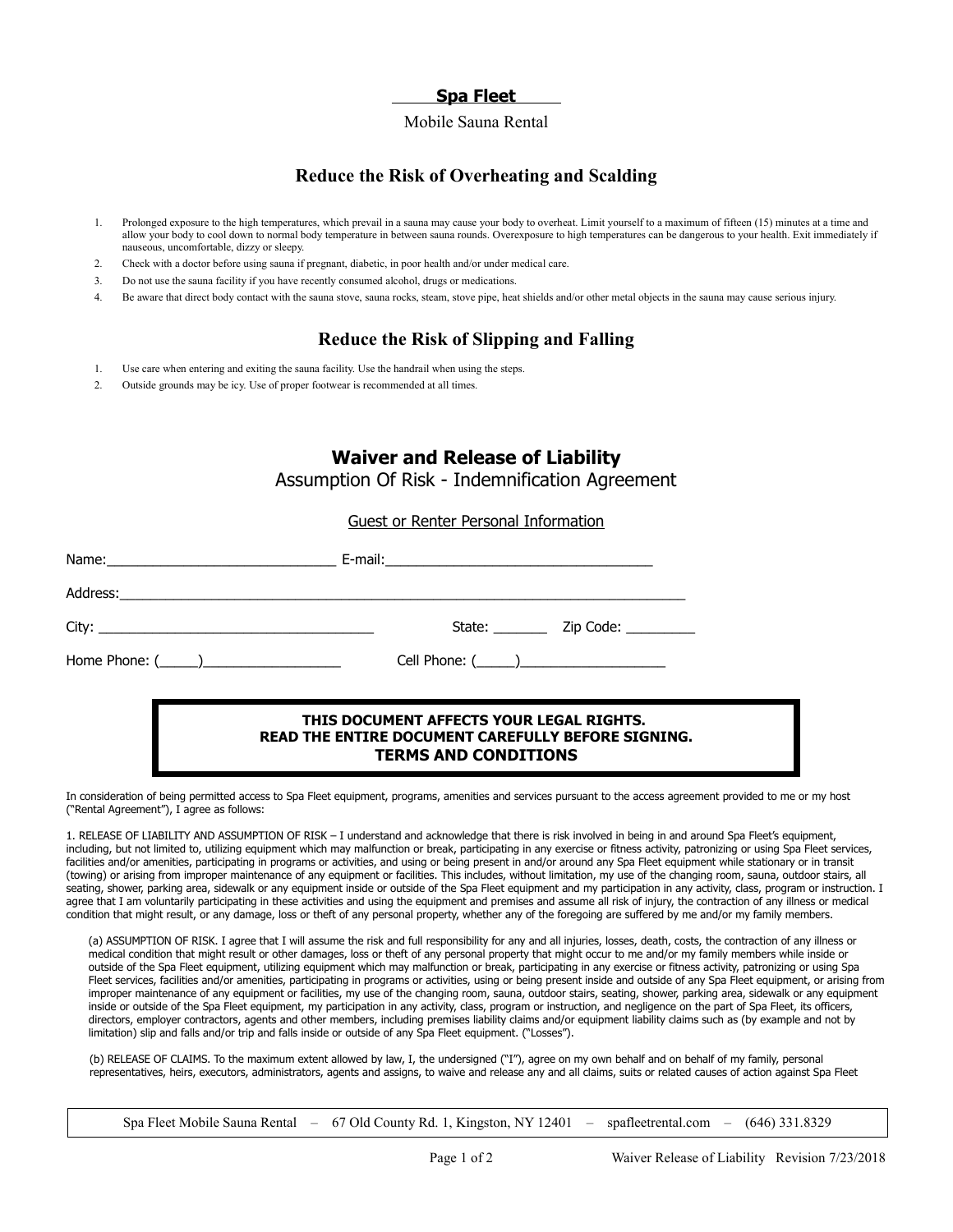# Spa Fleet

Mobile Sauna Rental

## Reduce the Risk of Overheating and Scalding

1. Prolonged exposure to the high temperatures, which prevail in a sauna may cause your body to overheat. Limit yourself to a maximum of fifteen (15) minutes at a time and allow your body to cool down to normal body temperature in between sauna rounds. Overexposure to high temperatures can be dangerous to your health. Exit immediately if nauseous, uncomfortable, dizzy or sleepy.
2. Check with a doctor before using sauna if pregnant, diabetic, in poor health and/or under medical care.
3. Do not use the sauna facility if you have recently consumed alcohol, drugs or medications.
4. Be aware that direct body contact with the sauna stove, sauna rocks, steam, stove pipe, heat shields and/or other metal objects in the sauna may cause serious injury.

## Reduce the Risk of Slipping and Falling

1. Use care when entering and exiting the sauna facility. Use the handrail when using the steps.
2. Outside grounds may be icy. Use of proper footwear is recommended at all times.

## Waiver and Release of Liability

Assumption Of Risk - Indemnification Agreement

Guest or Renter Personal Information

Name:______________________________ E-mail:___________________________________

Address:_____________________________________________________________________________

City: ____________________________________ State: _______ Zip Code: _________

Home Phone: (_____)__________________ Cell Phone: (_____)___________________

**THIS DOCUMENT AFFECTS YOUR LEGAL RIGHTS.**
**READ THE ENTIRE DOCUMENT CAREFULLY BEFORE SIGNING.**
**TERMS AND CONDITIONS**

In consideration of being permitted access to Spa Fleet equipment, programs, amenities and services pursuant to the access agreement provided to me or my host ("Rental Agreement"), I agree as follows:

1. RELEASE OF LIABILITY AND ASSUMPTION OF RISK – I understand and acknowledge that there is risk involved in being in and around Spa Fleet's equipment, including, but not limited to, utilizing equipment which may malfunction or break, participating in any exercise or fitness activity, patronizing or using Spa Fleet services, facilities and/or amenities, participating in programs or activities, and using or being present in and/or around any Spa Fleet equipment while stationary or in transit (towing) or arising from improper maintenance of any equipment or facilities. This includes, without limitation, my use of the changing room, sauna, outdoor stairs, all seating, shower, parking area, sidewalk or any equipment inside or outside of the Spa Fleet equipment and my participation in any activity, class, program or instruction. I agree that I am voluntarily participating in these activities and using the equipment and premises and assume all risk of injury, the contraction of any illness or medical condition that might result, or any damage, loss or theft of any personal property, whether any of the foregoing are suffered by me and/or my family members.

(a) ASSUMPTION OF RISK. I agree that I will assume the risk and full responsibility for any and all injuries, losses, death, costs, the contraction of any illness or medical condition that might result or other damages, loss or theft of any personal property that might occur to me and/or my family members while inside or outside of the Spa Fleet equipment, utilizing equipment which may malfunction or break, participating in any exercise or fitness activity, patronizing or using Spa Fleet services, facilities and/or amenities, participating in programs or activities, using or being present inside and outside of any Spa Fleet equipment, or arising from improper maintenance of any equipment or facilities, my use of the changing room, sauna, outdoor stairs, seating, shower, parking area, sidewalk or any equipment inside or outside of the Spa Fleet equipment, my participation in any activity, class, program or instruction, and negligence on the part of Spa Fleet, its officers, directors, employer contractors, agents and other members, including premises liability claims and/or equipment liability claims such as (by example and not by limitation) slip and falls and/or trip and falls inside or outside of any Spa Fleet equipment. ("Losses").

(b) RELEASE OF CLAIMS. To the maximum extent allowed by law, I, the undersigned ("I"), agree on my own behalf and on behalf of my family, personal representatives, heirs, executors, administrators, agents and assigns, to waive and release any and all claims, suits or related causes of action against Spa Fleet

Spa Fleet Mobile Sauna Rental – 67 Old County Rd. 1, Kingston, NY 12401 – spafleetrental.com – (646) 331.8329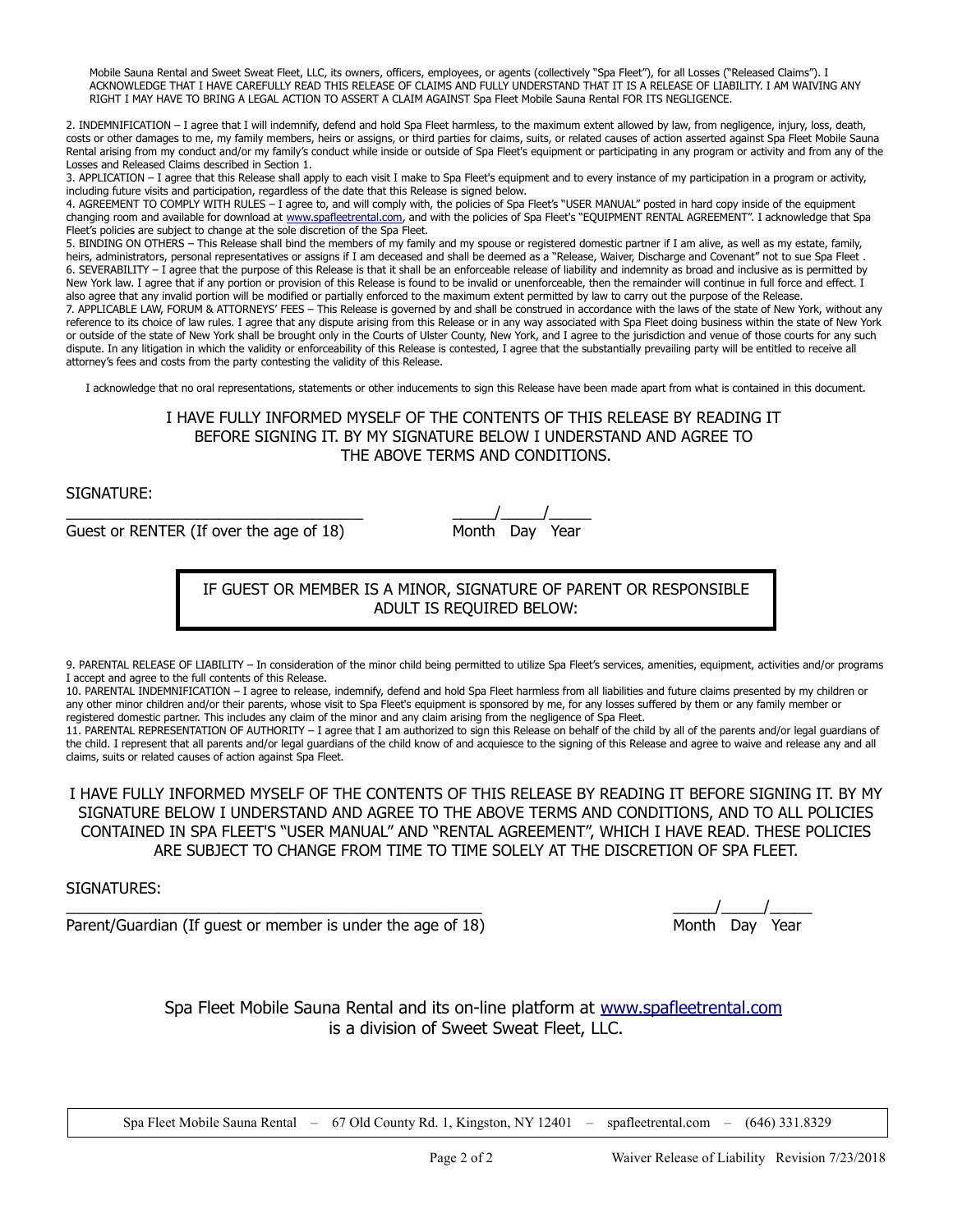Mobile Sauna Rental and Sweet Sweat Fleet, LLC, its owners, officers, employees, or agents (collectively "Spa Fleet"), for all Losses ("Released Claims"). I ACKNOWLEDGE THAT I HAVE CAREFULLY READ THIS RELEASE OF CLAIMS AND FULLY UNDERSTAND THAT IT IS A RELEASE OF LIABILITY. I AM WAIVING ANY RIGHT I MAY HAVE TO BRING A LEGAL ACTION TO ASSERT A CLAIM AGAINST Spa Fleet Mobile Sauna Rental FOR ITS NEGLIGENCE.

2. INDEMNIFICATION – I agree that I will indemnify, defend and hold Spa Fleet harmless, to the maximum extent allowed by law, from negligence, injury, loss, death, costs or other damages to me, my family members, heirs or assigns, or third parties for claims, suits, or related causes of action asserted against Spa Fleet Mobile Sauna Rental arising from my conduct and/or my family's conduct while inside or outside of Spa Fleet's equipment or participating in any program or activity and from any of the Losses and Released Claims described in Section 1.
3. APPLICATION – I agree that this Release shall apply to each visit I make to Spa Fleet's equipment and to every instance of my participation in a program or activity, including future visits and participation, regardless of the date that this Release is signed below.
4. AGREEMENT TO COMPLY WITH RULES – I agree to, and will comply with, the policies of Spa Fleet's "USER MANUAL" posted in hard copy inside of the equipment changing room and available for download at www.spafleetrental.com, and with the policies of Spa Fleet's "EQUIPMENT RENTAL AGREEMENT". I acknowledge that Spa Fleet's policies are subject to change at the sole discretion of the Spa Fleet.
5. BINDING ON OTHERS – This Release shall bind the members of my family and my spouse or registered domestic partner if I am alive, as well as my estate, family, heirs, administrators, personal representatives or assigns if I am deceased and shall be deemed as a "Release, Waiver, Discharge and Covenant" not to sue Spa Fleet .
6. SEVERABILITY – I agree that the purpose of this Release is that it shall be an enforceable release of liability and indemnity as broad and inclusive as is permitted by New York law. I agree that if any portion or provision of this Release is found to be invalid or unenforceable, then the remainder will continue in full force and effect. I also agree that any invalid portion will be modified or partially enforced to the maximum extent permitted by law to carry out the purpose of the Release.
7. APPLICABLE LAW, FORUM & ATTORNEYS' FEES – This Release is governed by and shall be construed in accordance with the laws of the state of New York, without any reference to its choice of law rules. I agree that any dispute arising from this Release or in any way associated with Spa Fleet doing business within the state of New York or outside of the state of New York shall be brought only in the Courts of Ulster County, New York, and I agree to the jurisdiction and venue of those courts for any such dispute. In any litigation in which the validity or enforceability of this Release is contested, I agree that the substantially prevailing party will be entitled to receive all attorney's fees and costs from the party contesting the validity of this Release.

I acknowledge that no oral representations, statements or other inducements to sign this Release have been made apart from what is contained in this document.

I HAVE FULLY INFORMED MYSELF OF THE CONTENTS OF THIS RELEASE BY READING IT BEFORE SIGNING IT. BY MY SIGNATURE BELOW I UNDERSTAND AND AGREE TO THE ABOVE TERMS AND CONDITIONS.

SIGNATURE:

___________________________________ _____/_____/_____

Guest or RENTER (If over the age of 18) Month Day Year

**IF GUEST OR MEMBER IS A MINOR, SIGNATURE OF PARENT OR RESPONSIBLE ADULT IS REQUIRED BELOW:**

9. PARENTAL RELEASE OF LIABILITY – In consideration of the minor child being permitted to utilize Spa Fleet's services, amenities, equipment, activities and/or programs I accept and agree to the full contents of this Release.
10. PARENTAL INDEMNIFICATION – I agree to release, indemnify, defend and hold Spa Fleet harmless from all liabilities and future claims presented by my children or any other minor children and/or their parents, whose visit to Spa Fleet's equipment is sponsored by me, for any losses suffered by them or any family member or registered domestic partner. This includes any claim of the minor and any claim arising from the negligence of Spa Fleet.
11. PARENTAL REPRESENTATION OF AUTHORITY – I agree that I am authorized to sign this Release on behalf of the child by all of the parents and/or legal guardians of the child. I represent that all parents and/or legal guardians of the child know of and acquiesce to the signing of this Release and agree to waive and release any and all claims, suits or related causes of action against Spa Fleet.

I HAVE FULLY INFORMED MYSELF OF THE CONTENTS OF THIS RELEASE BY READING IT BEFORE SIGNING IT. BY MY SIGNATURE BELOW I UNDERSTAND AND AGREE TO THE ABOVE TERMS AND CONDITIONS, AND TO ALL POLICIES CONTAINED IN SPA FLEET'S "USER MANUAL" AND "RENTAL AGREEMENT", WHICH I HAVE READ. THESE POLICIES ARE SUBJECT TO CHANGE FROM TIME TO TIME SOLELY AT THE DISCRETION OF SPA FLEET.

SIGNATURES:

_______________________________________________ _____/_____/_____

Parent/Guardian (If guest or member is under the age of 18) Month Day Year

Spa Fleet Mobile Sauna Rental and its on-line platform at www.spafleetrental.com is a division of Sweet Sweat Fleet, LLC.

Spa Fleet Mobile Sauna Rental – 67 Old County Rd. 1, Kingston, NY 12401 – spafleetrental.com – (646) 331.8329

Waiver Release of Liability Revision 7/23/2018